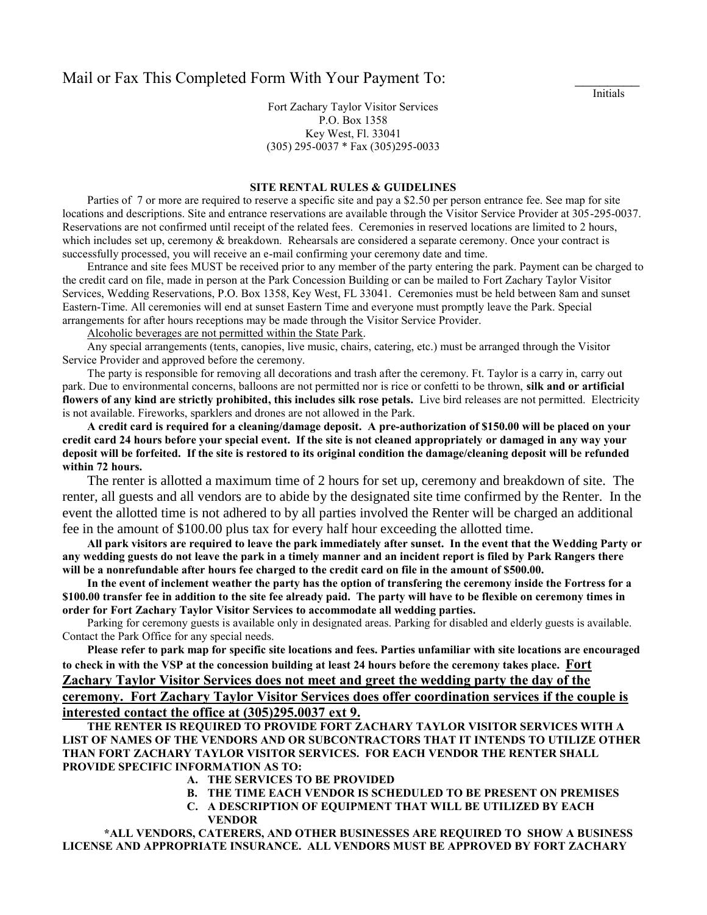Mail or Fax This Completed Form With Your Payment To:

_________
Initials

Fort Zachary Taylor Visitor Services
P.O. Box 1358
Key West, Fl. 33041
(305) 295-0037 * Fax (305)295-0033

**SITE RENTAL RULES & GUIDELINES**

Parties of 7 or more are required to reserve a specific site and pay a $2.50 per person entrance fee. See map for site locations and descriptions. Site and entrance reservations are available through the Visitor Service Provider at 305-295-0037. Reservations are not confirmed until receipt of the related fees. Ceremonies in reserved locations are limited to 2 hours, which includes set up, ceremony & breakdown. Rehearsals are considered a separate ceremony. Once your contract is successfully processed, you will receive an e-mail confirming your ceremony date and time.

Entrance and site fees MUST be received prior to any member of the party entering the park. Payment can be charged to the credit card on file, made in person at the Park Concession Building or can be mailed to Fort Zachary Taylor Visitor Services, Wedding Reservations, P.O. Box 1358, Key West, FL 33041. Ceremonies must be held between 8am and sunset Eastern-Time. All ceremonies will end at sunset Eastern Time and everyone must promptly leave the Park. Special arrangements for after hours receptions may be made through the Visitor Service Provider.

<u>Alcoholic beverages are not permitted within the State Park</u>.

Any special arrangements (tents, canopies, live music, chairs, catering, etc.) must be arranged through the Visitor Service Provider and approved before the ceremony.

The party is responsible for removing all decorations and trash after the ceremony. Ft. Taylor is a carry in, carry out park. Due to environmental concerns, balloons are not permitted nor is rice or confetti to be thrown, **silk and or artificial flowers of any kind are strictly prohibited, this includes silk rose petals.** Live bird releases are not permitted. Electricity is not available. Fireworks, sparklers and drones are not allowed in the Park.

**A credit card is required for a cleaning/damage deposit. A pre-authorization of $150.00 will be placed on your credit card 24 hours before your special event. If the site is not cleaned appropriately or damaged in any way your deposit will be forfeited. If the site is restored to its original condition the damage/cleaning deposit will be refunded within 72 hours.**

The renter is allotted a maximum time of 2 hours for set up, ceremony and breakdown of site. The renter, all guests and all vendors are to abide by the designated site time confirmed by the Renter. In the event the allotted time is not adhered to by all parties involved the Renter will be charged an additional fee in the amount of $100.00 plus tax for every half hour exceeding the allotted time.

**All park visitors are required to leave the park immediately after sunset. In the event that the Wedding Party or any wedding guests do not leave the park in a timely manner and an incident report is filed by Park Rangers there will be a nonrefundable after hours fee charged to the credit card on file in the amount of $500.00.**

**In the event of inclement weather the party has the option of transfering the ceremony inside the Fortress for a $100.00 transfer fee in addition to the site fee already paid. The party will have to be flexible on ceremony times in order for Fort Zachary Taylor Visitor Services to accommodate all wedding parties.**

Parking for ceremony guests is available only in designated areas. Parking for disabled and elderly guests is available. Contact the Park Office for any special needs.

**Please refer to park map for specific site locations and fees. Parties unfamiliar with site locations are encouraged to check in with the VSP at the concession building at least 24 hours before the ceremony takes place. <u>Fort Zachary Taylor Visitor Services does not meet and greet the wedding party the day of the ceremony. Fort Zachary Taylor Visitor Services does offer coordination services if the couple is interested contact the office at (305)295.0037 ext 9.</u>**

**THE RENTER IS REQUIRED TO PROVIDE FORT ZACHARY TAYLOR VISITOR SERVICES WITH A LIST OF NAMES OF THE VENDORS AND OR SUBCONTRACTORS THAT IT INTENDS TO UTILIZE OTHER THAN FORT ZACHARY TAYLOR VISITOR SERVICES. FOR EACH VENDOR THE RENTER SHALL PROVIDE SPECIFIC INFORMATION AS TO:**

**A. THE SERVICES TO BE PROVIDED**
**B. THE TIME EACH VENDOR IS SCHEDULED TO BE PRESENT ON PREMISES**
**C. A DESCRIPTION OF EQUIPMENT THAT WILL BE UTILIZED BY EACH VENDOR**

***ALL VENDORS, CATERERS, AND OTHER BUSINESSES ARE REQUIRED TO SHOW A BUSINESS LICENSE AND APPROPRIATE INSURANCE. ALL VENDORS MUST BE APPROVED BY FORT ZACHARY**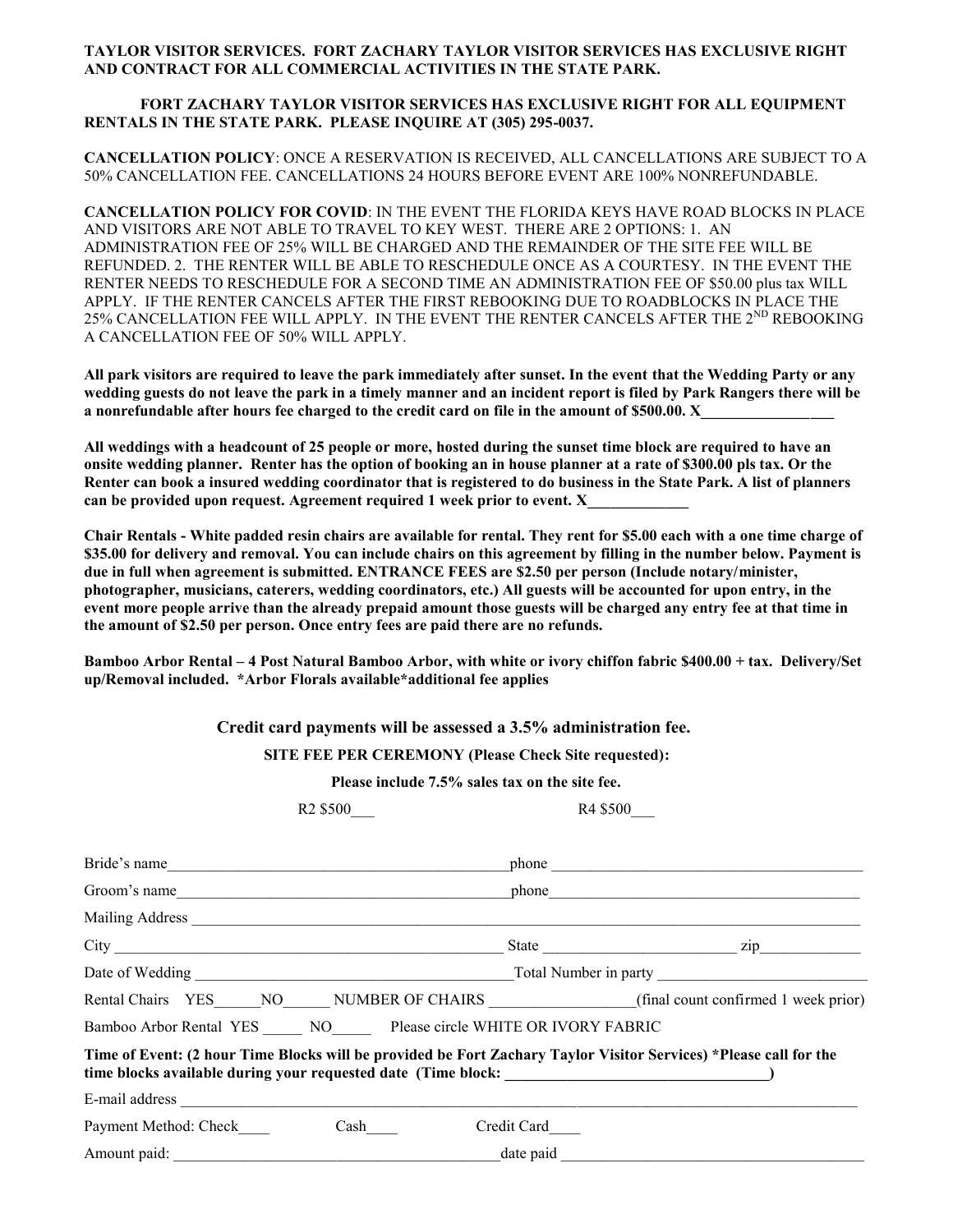**TAYLOR VISITOR SERVICES. FORT ZACHARY TAYLOR VISITOR SERVICES HAS EXCLUSIVE RIGHT AND CONTRACT FOR ALL COMMERCIAL ACTIVITIES IN THE STATE PARK.**

**FORT ZACHARY TAYLOR VISITOR SERVICES HAS EXCLUSIVE RIGHT FOR ALL EQUIPMENT RENTALS IN THE STATE PARK. PLEASE INQUIRE AT (305) 295-0037.**

**CANCELLATION POLICY**: ONCE A RESERVATION IS RECEIVED, ALL CANCELLATIONS ARE SUBJECT TO A 50% CANCELLATION FEE. CANCELLATIONS 24 HOURS BEFORE EVENT ARE 100% NONREFUNDABLE.

**CANCELLATION POLICY FOR COVID**: IN THE EVENT THE FLORIDA KEYS HAVE ROAD BLOCKS IN PLACE AND VISITORS ARE NOT ABLE TO TRAVEL TO KEY WEST. THERE ARE 2 OPTIONS: 1. AN ADMINISTRATION FEE OF 25% WILL BE CHARGED AND THE REMAINDER OF THE SITE FEE WILL BE REFUNDED. 2. THE RENTER WILL BE ABLE TO RESCHEDULE ONCE AS A COURTESY. IN THE EVENT THE RENTER NEEDS TO RESCHEDULE FOR A SECOND TIME AN ADMINISTRATION FEE OF $50.00 plus tax WILL APPLY. IF THE RENTER CANCELS AFTER THE FIRST REBOOKING DUE TO ROADBLOCKS IN PLACE THE 25% CANCELLATION FEE WILL APPLY. IN THE EVENT THE RENTER CANCELS AFTER THE 2ND REBOOKING A CANCELLATION FEE OF 50% WILL APPLY.

**All park visitors are required to leave the park immediately after sunset. In the event that the Wedding Party or any wedding guests do not leave the park in a timely manner and an incident report is filed by Park Rangers there will be a nonrefundable after hours fee charged to the credit card on file in the amount of $500.00. X________________**

**All weddings with a headcount of 25 people or more, hosted during the sunset time block are required to have an onsite wedding planner. Renter has the option of booking an in house planner at a rate of $300.00 pls tax. Or the Renter can book a insured wedding coordinator that is registered to do business in the State Park. A list of planners can be provided upon request. Agreement required 1 week prior to event. X____________**

**Chair Rentals - White padded resin chairs are available for rental. They rent for $5.00 each with a one time charge of $35.00 for delivery and removal. You can include chairs on this agreement by filling in the number below. Payment is due in full when agreement is submitted. ENTRANCE FEES are $2.50 per person (Include notary/minister, photographer, musicians, caterers, wedding coordinators, etc.) All guests will be accounted for upon entry, in the event more people arrive than the already prepaid amount those guests will be charged any entry fee at that time in the amount of $2.50 per person. Once entry fees are paid there are no refunds.**

**Bamboo Arbor Rental – 4 Post Natural Bamboo Arbor, with white or ivory chiffon fabric $400.00 + tax. Delivery/Set up/Removal included. *Arbor Florals available*additional fee applies**

**Credit card payments will be assessed a 3.5% administration fee.**

**SITE FEE PER CEREMONY (Please Check Site requested):**

**Please include 7.5% sales tax on the site fee.**

R2 $500___ R4 $500___

Bride's name____________________________________________phone ________________________________________

Groom's name____________________________________________phone________________________________________

Mailing Address ______________________________________________________________________________________

City ___________________________________________________ State _______________________ zip____________

Date of Wedding ________________________________________Total Number in party _________________________

Rental Chairs YES______NO______ NUMBER OF CHAIRS __________________(final count confirmed 1 week prior)

Bamboo Arbor Rental YES _____ NO_____ Please circle WHITE OR IVORY FABRIC

**Time of Event: (2 hour Time Blocks will be provided be Fort Zachary Taylor Visitor Services) *Please call for the time blocks available during your requested date (Time block: _________________________________)**

E-mail address ______________________________________________________________________________________

Payment Method: Check____ Cash____ Credit Card____

Amount paid: __________________________________________date paid ______________________________________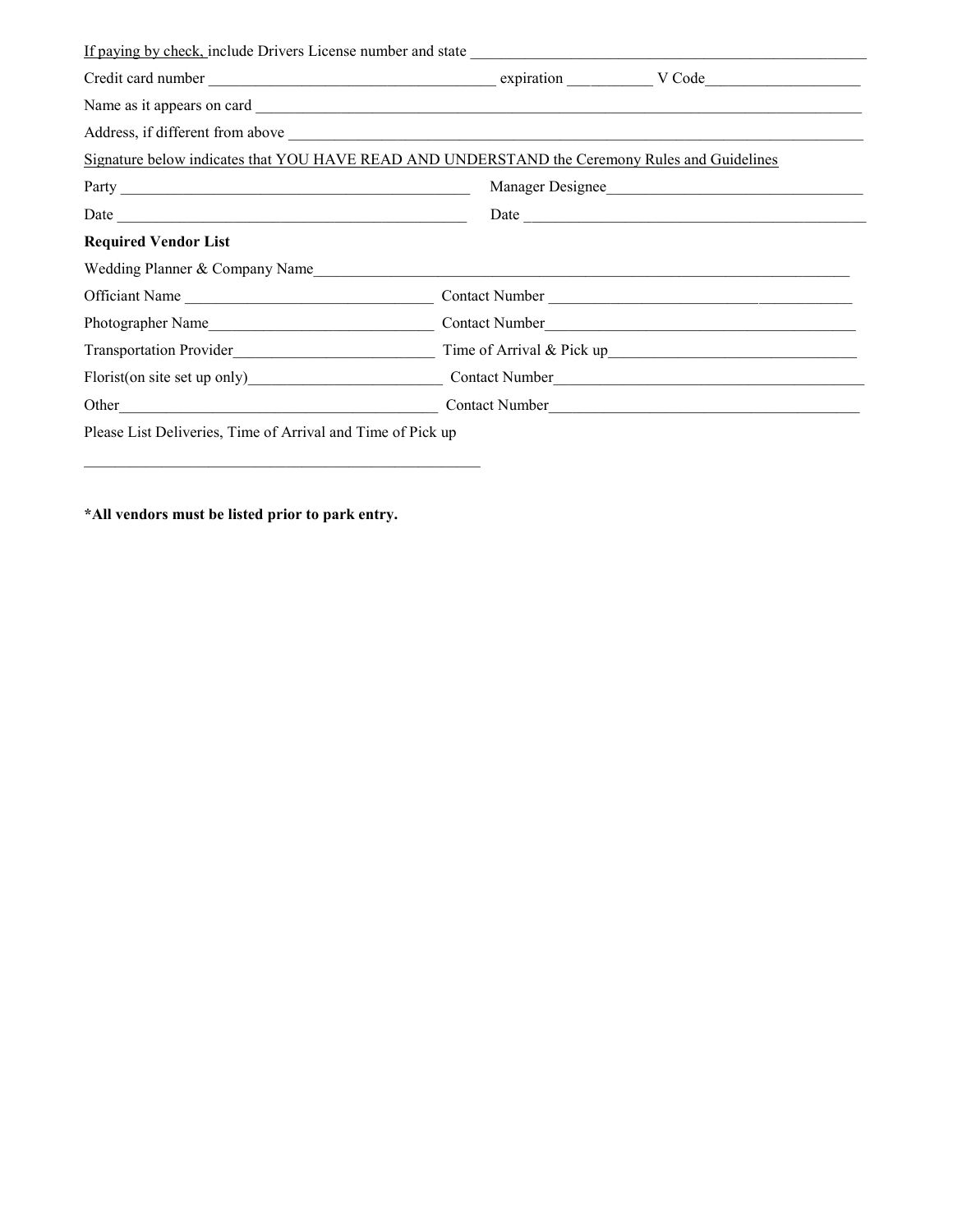If paying by check, include Drivers License number and state ____________________________________________________

Credit card number ______________________________________ expiration ___________ V Code____________________

Name as it appears on card ________________________________________________________________________________

Address, if different from above ____________________________________________________________________________

Signature below indicates that YOU HAVE READ AND UNDERSTAND the Ceremony Rules and Guidelines

Party ______________________________________________ Manager Designee__________________________________

Date ______________________________________________ Date _______________________________________________

**Required Vendor List**

Wedding Planner & Company Name_____________________________________________________________________

Officiant Name _________________________________ Contact Number _________________________________________

Photographer Name_____________________________ Contact Number___________________________________________

Transportation Provider__________________________ Time of Arrival & Pick up_________________________________

Florist(on site set up only)_________________________ Contact Number__________________________________________

Other__________________________________________ Contact Number___________________________________________

Please List Deliveries, Time of Arrival and Time of Pick up

____________________________________________________

***All vendors must be listed prior to park entry.**